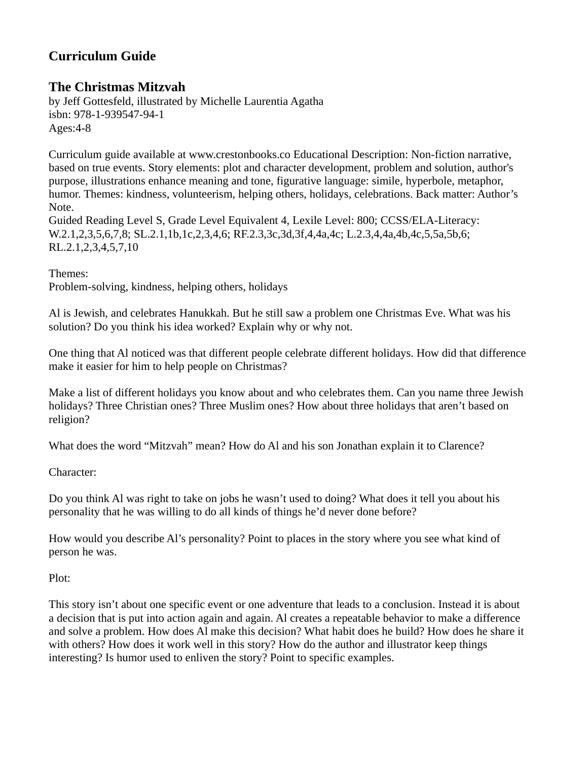## Curriculum Guide

## The Christmas Mitzvah

by Jeff Gottesfeld, illustrated by Michelle Laurentia Agatha
isbn: 978-1-939547-94-1
Ages:4-8

Curriculum guide available at www.crestonbooks.co Educational Description: Non-fiction narrative, based on true events. Story elements: plot and character development, problem and solution, author's purpose, illustrations enhance meaning and tone, figurative language: simile, hyperbole, metaphor, humor. Themes: kindness, volunteerism, helping others, holidays, celebrations. Back matter: Author's Note.
Guided Reading Level S, Grade Level Equivalent 4, Lexile Level: 800; CCSS/ELA-Literacy: W.2.1,2,3,5,6,7,8; SL.2.1,1b,1c,2,3,4,6; RF.2.3,3c,3d,3f,4,4a,4c; L.2.3,4,4a,4b,4c,5,5a,5b,6; RL.2.1,2,3,4,5,7,10

Themes:
Problem-solving, kindness, helping others, holidays

Al is Jewish, and celebrates Hanukkah. But he still saw a problem one Christmas Eve. What was his solution? Do you think his idea worked? Explain why or why not.

One thing that Al noticed was that different people celebrate different holidays. How did that difference make it easier for him to help people on Christmas?

Make a list of different holidays you know about and who celebrates them. Can you name three Jewish holidays? Three Christian ones? Three Muslim ones? How about three holidays that aren't based on religion?

What does the word "Mitzvah" mean? How do Al and his son Jonathan explain it to Clarence?

Character:

Do you think Al was right to take on jobs he wasn't used to doing? What does it tell you about his personality that he was willing to do all kinds of things he'd never done before?

How would you describe Al's personality? Point to places in the story where you see what kind of person he was.

Plot:

This story isn't about one specific event or one adventure that leads to a conclusion. Instead it is about a decision that is put into action again and again. Al creates a repeatable behavior to make a difference and solve a problem. How does Al make this decision? What habit does he build? How does he share it with others? How does it work well in this story? How do the author and illustrator keep things interesting? Is humor used to enliven the story? Point to specific examples.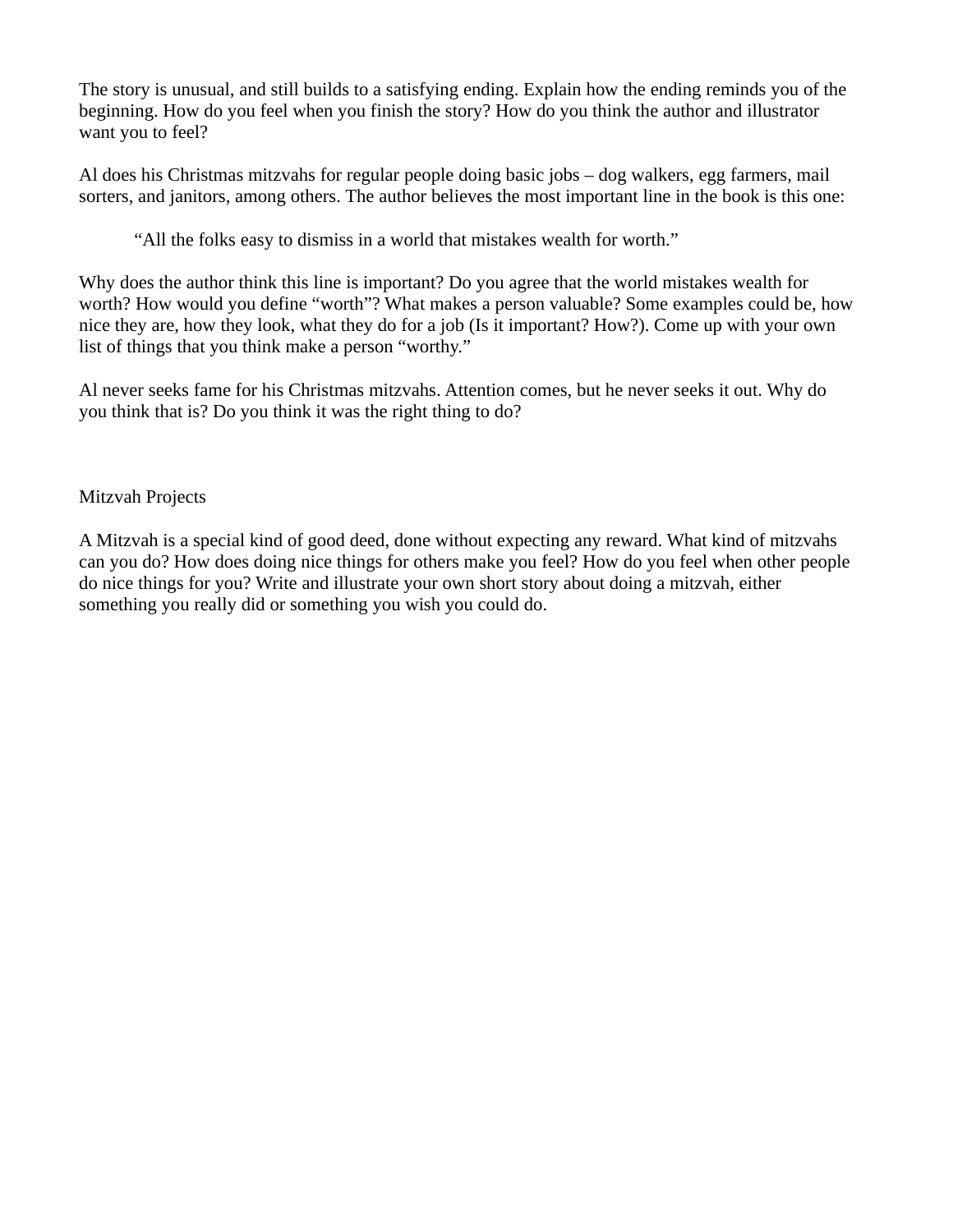The story is unusual, and still builds to a satisfying ending. Explain how the ending reminds you of the beginning. How do you feel when you finish the story? How do you think the author and illustrator want you to feel?

Al does his Christmas mitzvahs for regular people doing basic jobs – dog walkers, egg farmers, mail sorters, and janitors, among others. The author believes the most important line in the book is this one:

> "All the folks easy to dismiss in a world that mistakes wealth for worth."

Why does the author think this line is important? Do you agree that the world mistakes wealth for worth? How would you define "worth"? What makes a person valuable? Some examples could be, how nice they are, how they look, what they do for a job (Is it important? How?). Come up with your own list of things that you think make a person "worthy."

Al never seeks fame for his Christmas mitzvahs. Attention comes, but he never seeks it out. Why do you think that is? Do you think it was the right thing to do?

## Mitzvah Projects

A Mitzvah is a special kind of good deed, done without expecting any reward. What kind of mitzvahs can you do? How does doing nice things for others make you feel? How do you feel when other people do nice things for you? Write and illustrate your own short story about doing a mitzvah, either something you really did or something you wish you could do.